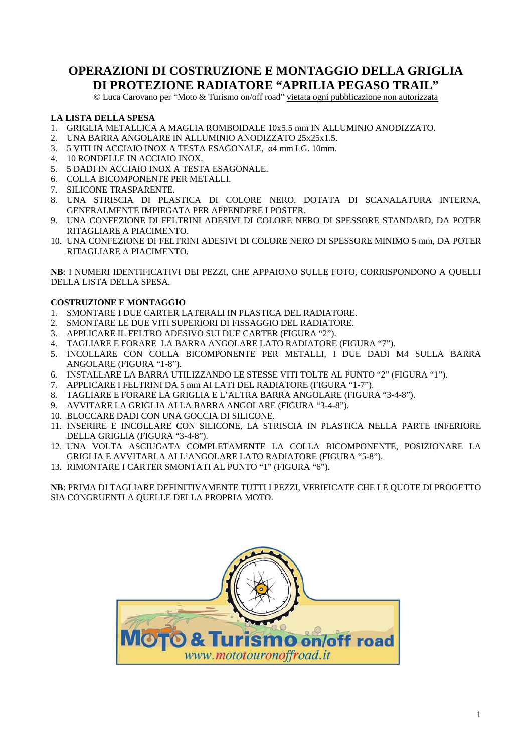# OPERAZIONI DI COSTRUZIONE E MONTAGGIO DELLA GRIGLIA DI PROTEZIONE RADIATORE "APRILIA PEGASO TRAIL"

© Luca Carovano per "Moto & Turismo on/off road" vietata ogni pubblicazione non autorizzata

**LA LISTA DELLA SPESA**

1. GRIGLIA METALLICA A MAGLIA ROMBOIDALE 10x5.5 mm IN ALLUMINIO ANODIZZATO.
2. UNA BARRA ANGOLARE IN ALLUMINIO ANODIZZATO 25x25x1.5.
3. 5 VITI IN ACCIAIO INOX A TESTA ESAGONALE, ø4 mm LG. 10mm.
4. 10 RONDELLE IN ACCIAIO INOX.
5. 5 DADI IN ACCIAIO INOX A TESTA ESAGONALE.
6. COLLA BICOMPONENTE PER METALLI.
7. SILICONE TRASPARENTE.
8. UNA STRISCIA DI PLASTICA DI COLORE NERO, DOTATA DI SCANALATURA INTERNA, GENERALMENTE IMPIEGATA PER APPENDERE I POSTER.
9. UNA CONFEZIONE DI FELTRINI ADESIVI DI COLORE NERO DI SPESSORE STANDARD, DA POTER RITAGLIARE A PIACIMENTO.
10. UNA CONFEZIONE DI FELTRINI ADESIVI DI COLORE NERO DI SPESSORE MINIMO 5 mm, DA POTER RITAGLIARE A PIACIMENTO.

**NB**: I NUMERI IDENTIFICATIVI DEI PEZZI, CHE APPAIONO SULLE FOTO, CORRISPONDONO A QUELLI DELLA LISTA DELLA SPESA.

**COSTRUZIONE E MONTAGGIO**

1. SMONTARE I DUE CARTER LATERALI IN PLASTICA DEL RADIATORE.
2. SMONTARE LE DUE VITI SUPERIORI DI FISSAGGIO DEL RADIATORE.
3. APPLICARE IL FELTRO ADESIVO SUI DUE CARTER (FIGURA "2").
4. TAGLIARE E FORARE LA BARRA ANGOLARE LATO RADIATORE (FIGURA "7").
5. INCOLLARE CON COLLA BICOMPONENTE PER METALLI, I DUE DADI M4 SULLA BARRA ANGOLARE (FIGURA "1-8").
6. INSTALLARE LA BARRA UTILIZZANDO LE STESSE VITI TOLTE AL PUNTO "2" (FIGURA "1").
7. APPLICARE I FELTRINI DA 5 mm AI LATI DEL RADIATORE (FIGURA "1-7").
8. TAGLIARE E FORARE LA GRIGLIA E L'ALTRA BARRA ANGOLARE (FIGURA "3-4-8").
9. AVVITARE LA GRIGLIA ALLA BARRA ANGOLARE (FIGURA "3-4-8").
10. BLOCCARE DADI CON UNA GOCCIA DI SILICONE.
11. INSERIRE E INCOLLARE CON SILICONE, LA STRISCIA IN PLASTICA NELLA PARTE INFERIORE DELLA GRIGLIA (FIGURA "3-4-8").
12. UNA VOLTA ASCIUGATA COMPLETAMENTE LA COLLA BICOMPONENTE, POSIZIONARE LA GRIGLIA E AVVITARLA ALL'ANGOLARE LATO RADIATORE (FIGURA "5-8").
13. RIMONTARE I CARTER SMONTATI AL PUNTO "1" (FIGURA "6").

**NB**: PRIMA DI TAGLIARE DEFINITIVAMENTE TUTTI I PEZZI, VERIFICATE CHE LE QUOTE DI PROGETTO SIA CONGRUENTI A QUELLE DELLA PROPRIA MOTO.

MOTO & Turismo on/off road
www.mototouronoffroad.it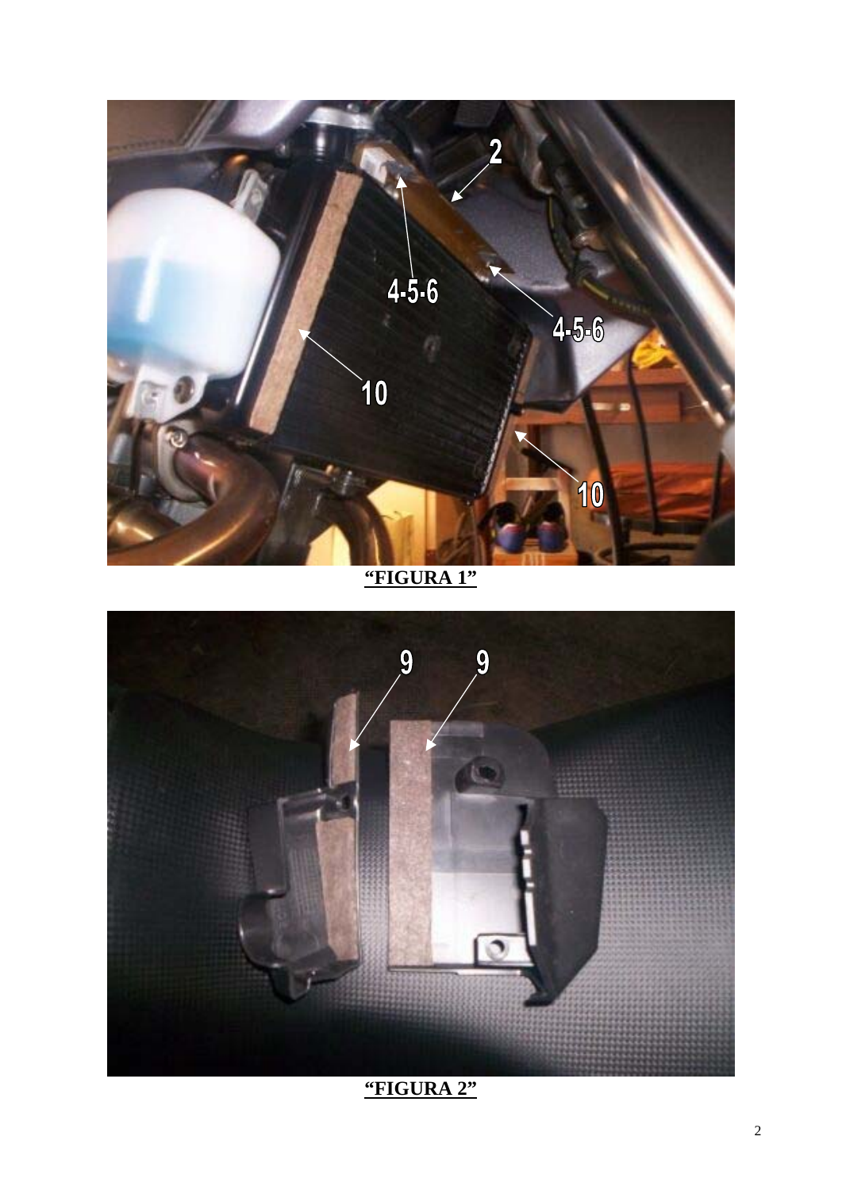**"FIGURA 1"**

**"FIGURA 2"**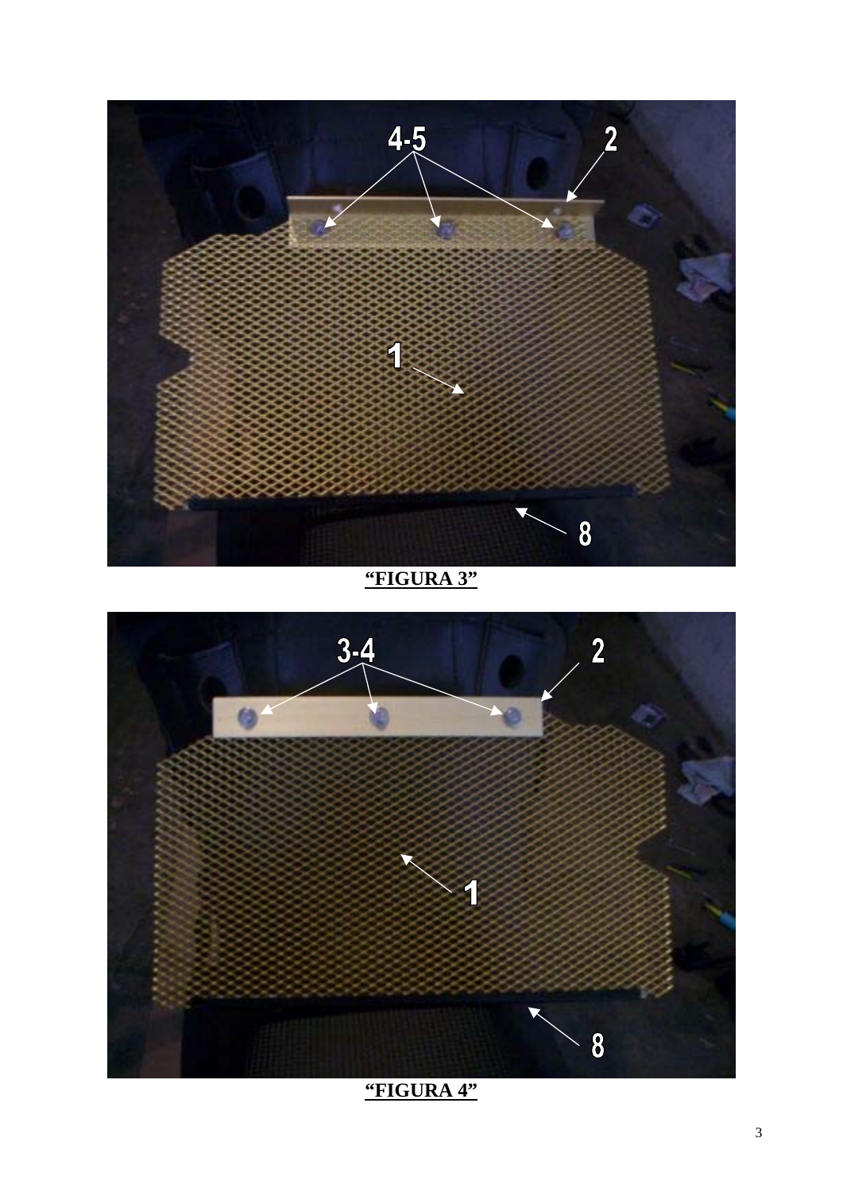**"FIGURA 3"**

**"FIGURA 4"**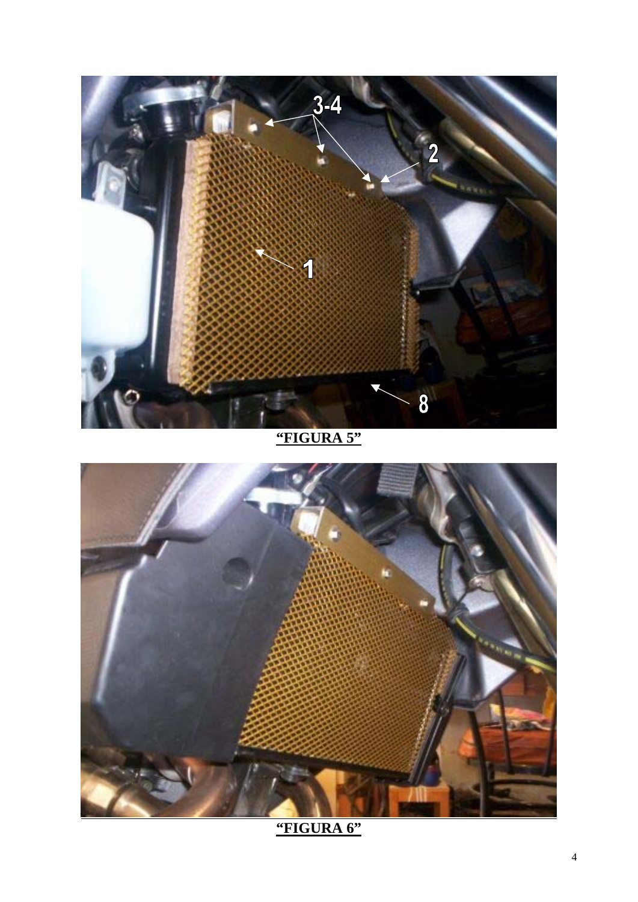**“FIGURA 5”**

**“FIGURA 6”**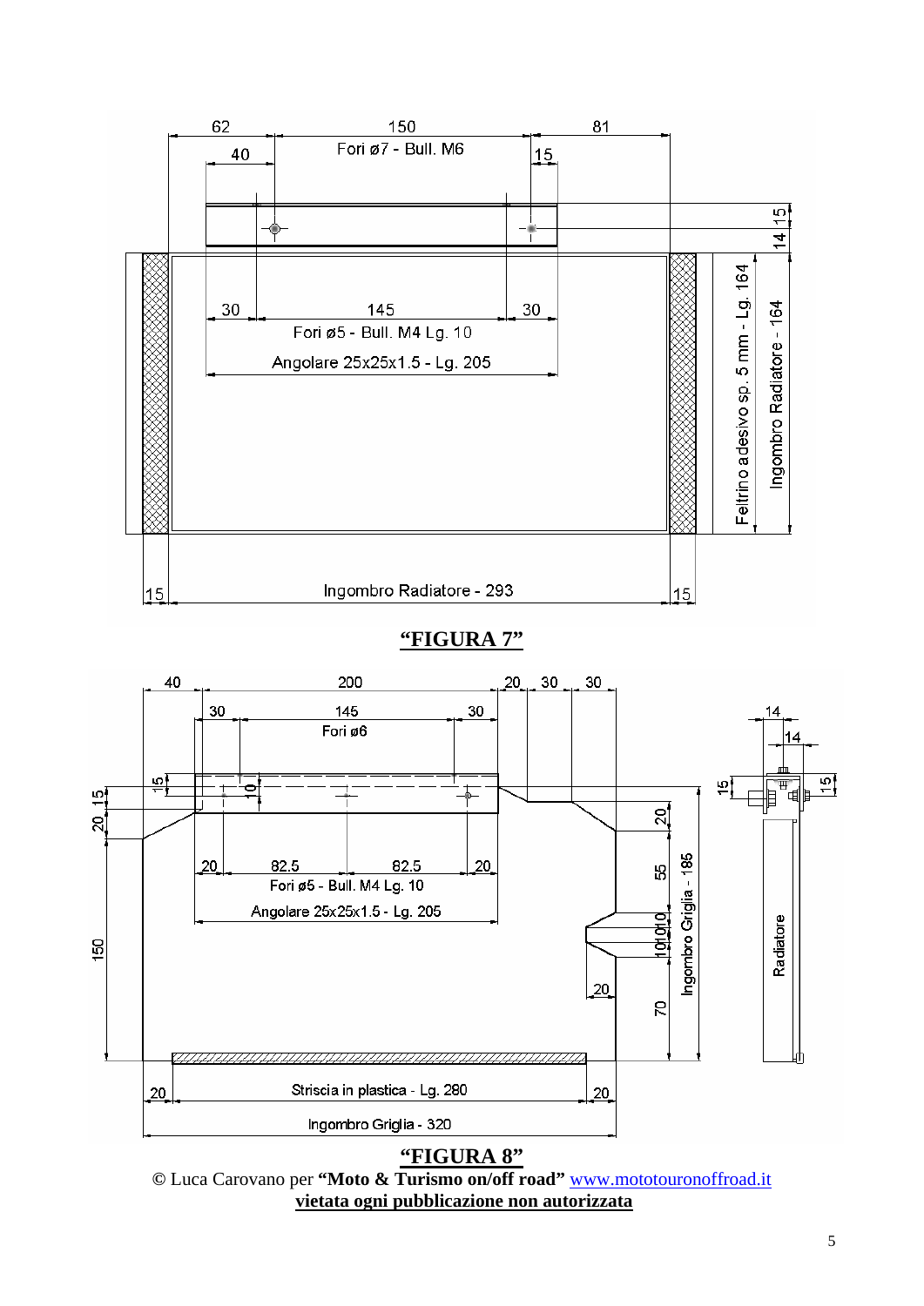62 150 81

40 Fori ø7 - Bull. M6 15

15

14

30 145 30

Fori ø5 - Bull. M4 Lg. 10

Angolare 25x25x1.5 - Lg. 205

Feltrino adesivo sp. 5 mm - Lg. 164

Ingombro Radiatore - 164

15 Ingombro Radiatore - 293 15

**"FIGURA 7"**

40 200 20 30 30

30 145 30

Fori ø6

15 15 10

20

150

20 82.5 82.5 20

Fori ø5 - Bull. M4 Lg. 10

Angolare 25x25x1.5 - Lg. 205

20 55 10 10 10 20 70

Ingombro Griglia - 185

14 14 15 15

Radiatore

Striscia in plastica - Lg. 280

20 20

Ingombro Griglia - 320

**"FIGURA 8"**

© Luca Carovano per **"Moto & Turismo on/off road"** www.mototouronoffroad.it

**vietata ogni pubblicazione non autorizzata**